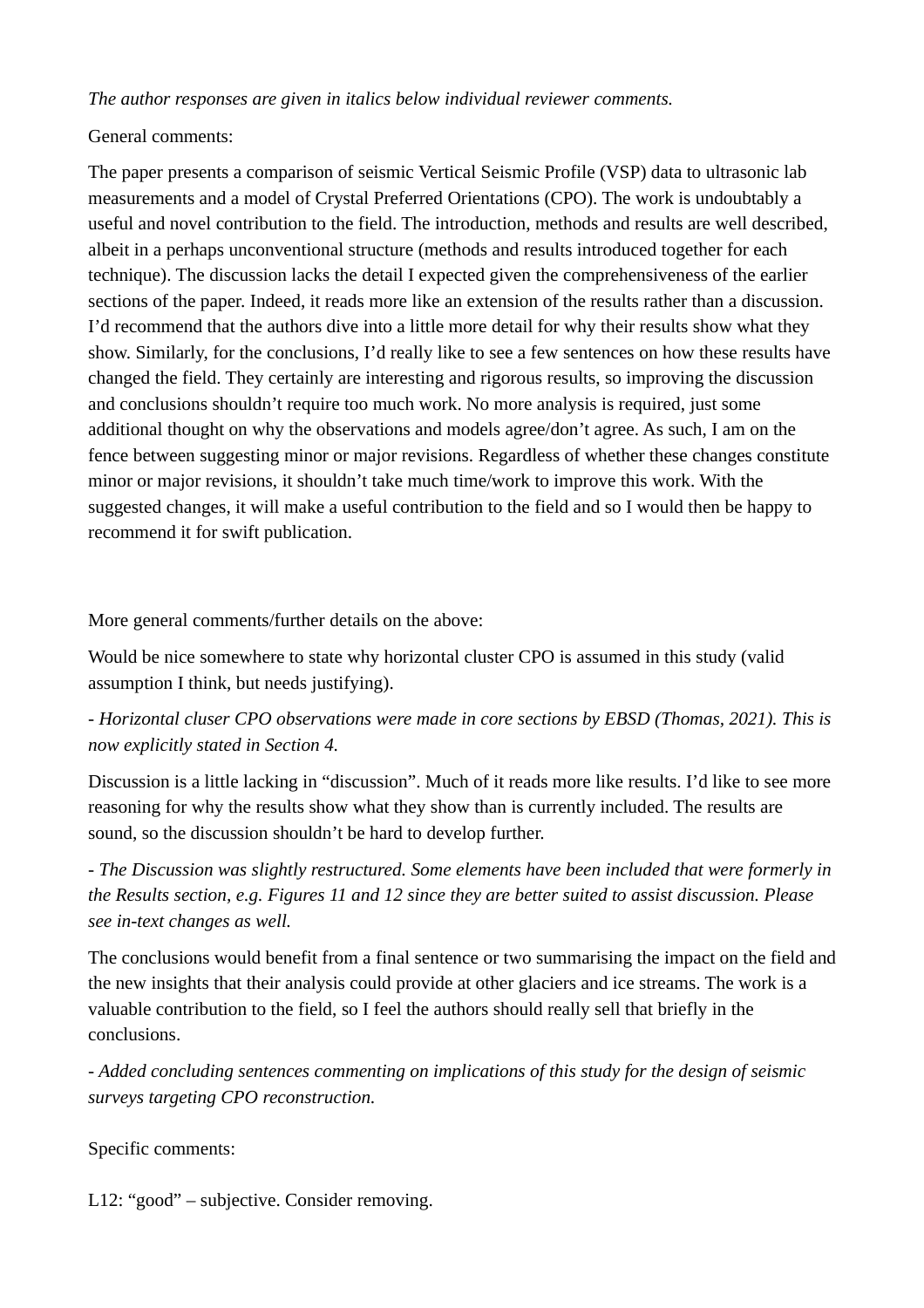*The author responses are given in italics below individual reviewer comments.*

General comments:

The paper presents a comparison of seismic Vertical Seismic Profile (VSP) data to ultrasonic lab measurements and a model of Crystal Preferred Orientations (CPO). The work is undoubtably a useful and novel contribution to the field. The introduction, methods and results are well described, albeit in a perhaps unconventional structure (methods and results introduced together for each technique). The discussion lacks the detail I expected given the comprehensiveness of the earlier sections of the paper. Indeed, it reads more like an extension of the results rather than a discussion. I'd recommend that the authors dive into a little more detail for why their results show what they show. Similarly, for the conclusions, I'd really like to see a few sentences on how these results have changed the field. They certainly are interesting and rigorous results, so improving the discussion and conclusions shouldn't require too much work. No more analysis is required, just some additional thought on why the observations and models agree/don't agree. As such, I am on the fence between suggesting minor or major revisions. Regardless of whether these changes constitute minor or major revisions, it shouldn't take much time/work to improve this work. With the suggested changes, it will make a useful contribution to the field and so I would then be happy to recommend it for swift publication.

More general comments/further details on the above:

Would be nice somewhere to state why horizontal cluster CPO is assumed in this study (valid assumption I think, but needs justifying).

*- Horizontal cluser CPO observations were made in core sections by EBSD (Thomas, 2021). This is now explicitly stated in Section 4.*

Discussion is a little lacking in "discussion". Much of it reads more like results. I'd like to see more reasoning for why the results show what they show than is currently included. The results are sound, so the discussion shouldn't be hard to develop further.

*- The Discussion was slightly restructured. Some elements have been included that were formerly in the Results section, e.g. Figures 11 and 12 since they are better suited to assist discussion. Please see in-text changes as well.*

The conclusions would benefit from a final sentence or two summarising the impact on the field and the new insights that their analysis could provide at other glaciers and ice streams. The work is a valuable contribution to the field, so I feel the authors should really sell that briefly in the conclusions.

*- Added concluding sentences commenting on implications of this study for the design of seismic surveys targeting CPO reconstruction.*

Specific comments:

L12: "good" – subjective. Consider removing.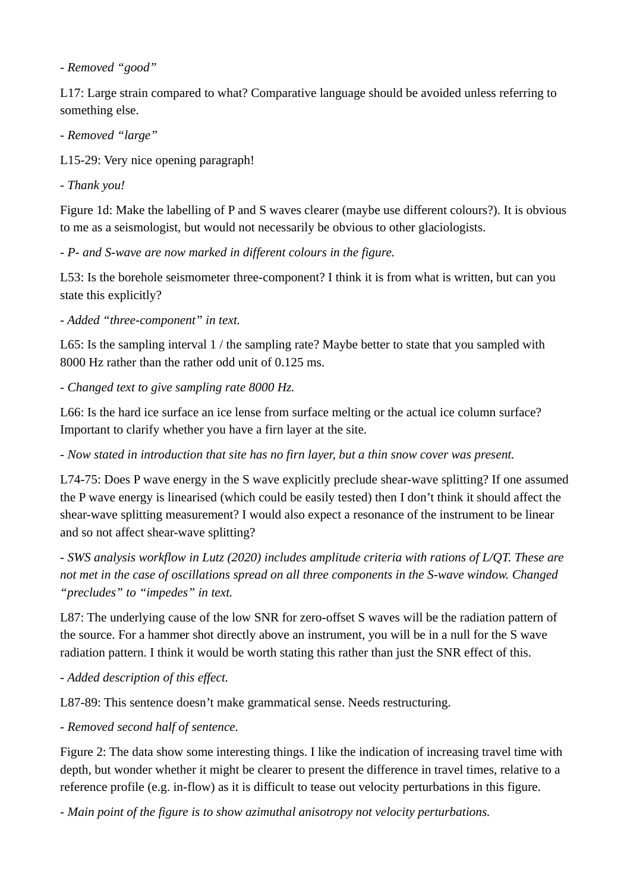- *Removed "good"*

L17: Large strain compared to what? Comparative language should be avoided unless referring to something else.

- *Removed "large"*

L15-29: Very nice opening paragraph!

- *Thank you!*

Figure 1d: Make the labelling of P and S waves clearer (maybe use different colours?). It is obvious to me as a seismologist, but would not necessarily be obvious to other glaciologists.

- *P- and S-wave are now marked in different colours in the figure.*

L53: Is the borehole seismometer three-component? I think it is from what is written, but can you state this explicitly?

- *Added "three-component" in text.*

L65: Is the sampling interval 1 / the sampling rate? Maybe better to state that you sampled with 8000 Hz rather than the rather odd unit of 0.125 ms.

- *Changed text to give sampling rate 8000 Hz.*

L66: Is the hard ice surface an ice lense from surface melting or the actual ice column surface? Important to clarify whether you have a firn layer at the site.

- *Now stated in introduction that site has no firn layer, but a thin snow cover was present.*

L74-75: Does P wave energy in the S wave explicitly preclude shear-wave splitting? If one assumed the P wave energy is linearised (which could be easily tested) then I don't think it should affect the shear-wave splitting measurement? I would also expect a resonance of the instrument to be linear and so not affect shear-wave splitting?

- *SWS analysis workflow in Lutz (2020) includes amplitude criteria with rations of L/QT. These are not met in the case of oscillations spread on all three components in the S-wave window. Changed "precludes" to "impedes" in text.*

L87: The underlying cause of the low SNR for zero-offset S waves will be the radiation pattern of the source. For a hammer shot directly above an instrument, you will be in a null for the S wave radiation pattern. I think it would be worth stating this rather than just the SNR effect of this.

- *Added description of this effect.*

L87-89: This sentence doesn't make grammatical sense. Needs restructuring.

- *Removed second half of sentence.*

Figure 2: The data show some interesting things. I like the indication of increasing travel time with depth, but wonder whether it might be clearer to present the difference in travel times, relative to a reference profile (e.g. in-flow) as it is difficult to tease out velocity perturbations in this figure.

- *Main point of the figure is to show azimuthal anisotropy not velocity perturbations.*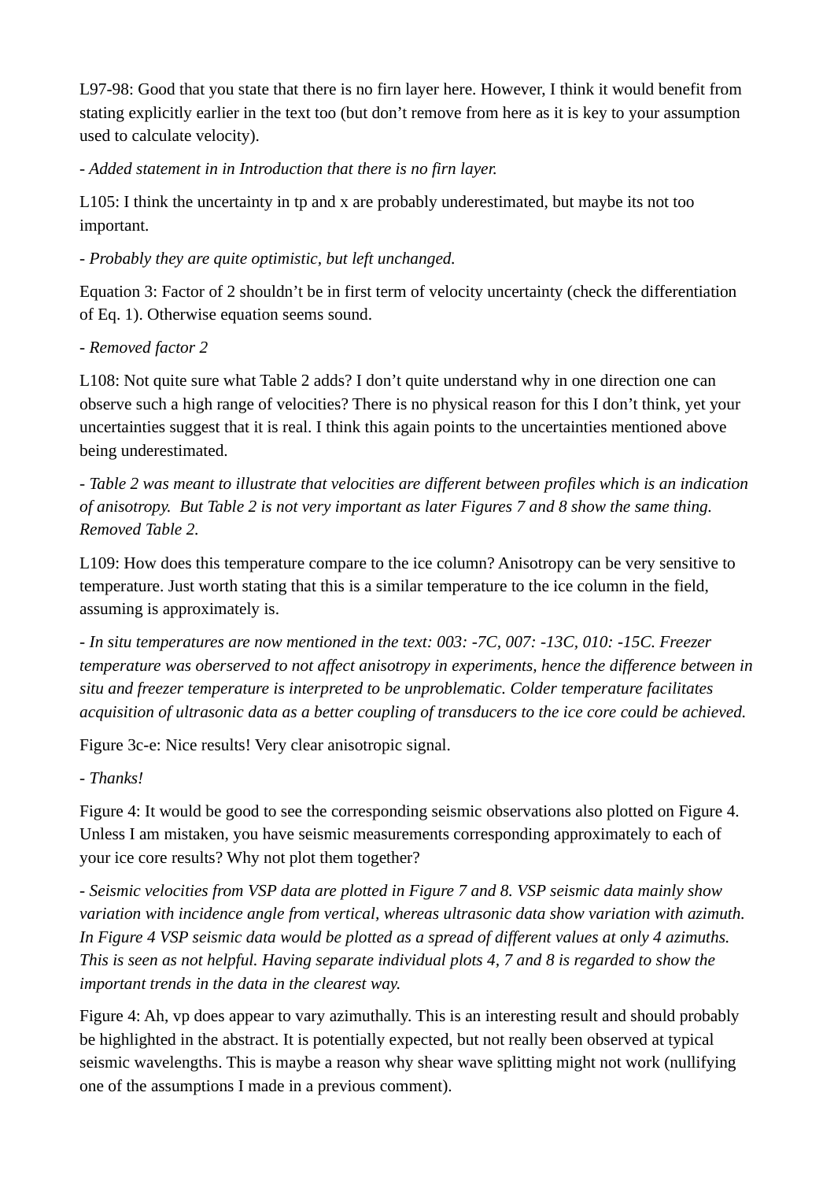L97-98: Good that you state that there is no firn layer here. However, I think it would benefit from stating explicitly earlier in the text too (but don't remove from here as it is key to your assumption used to calculate velocity).

*- Added statement in in Introduction that there is no firn layer.*

L105: I think the uncertainty in tp and x are probably underestimated, but maybe its not too important.

*- Probably they are quite optimistic, but left unchanged.*

Equation 3: Factor of 2 shouldn't be in first term of velocity uncertainty (check the differentiation of Eq. 1). Otherwise equation seems sound.

*- Removed factor 2*

L108: Not quite sure what Table 2 adds? I don't quite understand why in one direction one can observe such a high range of velocities? There is no physical reason for this I don't think, yet your uncertainties suggest that it is real. I think this again points to the uncertainties mentioned above being underestimated.

*- Table 2 was meant to illustrate that velocities are different between profiles which is an indication of anisotropy. But Table 2 is not very important as later Figures 7 and 8 show the same thing. Removed Table 2.*

L109: How does this temperature compare to the ice column? Anisotropy can be very sensitive to temperature. Just worth stating that this is a similar temperature to the ice column in the field, assuming is approximately is.

*- In situ temperatures are now mentioned in the text: 003: -7C, 007: -13C, 010: -15C. Freezer temperature was oberserved to not affect anisotropy in experiments, hence the difference between in situ and freezer temperature is interpreted to be unproblematic. Colder temperature facilitates acquisition of ultrasonic data as a better coupling of transducers to the ice core could be achieved.*

Figure 3c-e: Nice results! Very clear anisotropic signal.

*- Thanks!*

Figure 4: It would be good to see the corresponding seismic observations also plotted on Figure 4. Unless I am mistaken, you have seismic measurements corresponding approximately to each of your ice core results? Why not plot them together?

*- Seismic velocities from VSP data are plotted in Figure 7 and 8. VSP seismic data mainly show variation with incidence angle from vertical, whereas ultrasonic data show variation with azimuth. In Figure 4 VSP seismic data would be plotted as a spread of different values at only 4 azimuths. This is seen as not helpful. Having separate individual plots 4, 7 and 8 is regarded to show the important trends in the data in the clearest way.*

Figure 4: Ah, vp does appear to vary azimuthally. This is an interesting result and should probably be highlighted in the abstract. It is potentially expected, but not really been observed at typical seismic wavelengths. This is maybe a reason why shear wave splitting might not work (nullifying one of the assumptions I made in a previous comment).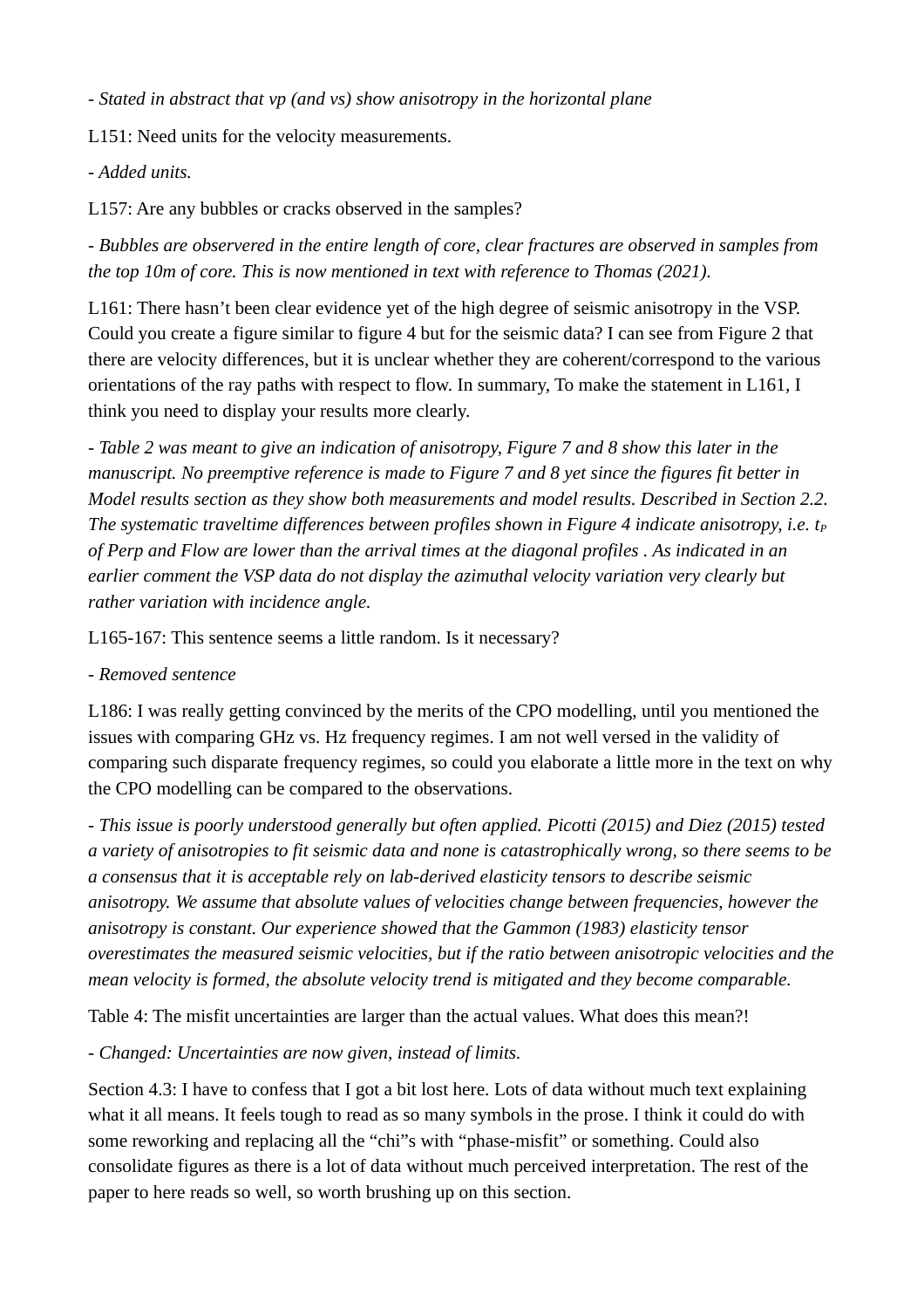*- Stated in abstract that vp (and vs) show anisotropy in the horizontal plane*

L151: Need units for the velocity measurements.

*- Added units.*

L157: Are any bubbles or cracks observed in the samples?

*- Bubbles are observered in the entire length of core, clear fractures are observed in samples from the top 10m of core. This is now mentioned in text with reference to Thomas (2021).*

L161: There hasn't been clear evidence yet of the high degree of seismic anisotropy in the VSP. Could you create a figure similar to figure 4 but for the seismic data? I can see from Figure 2 that there are velocity differences, but it is unclear whether they are coherent/correspond to the various orientations of the ray paths with respect to flow. In summary, To make the statement in L161, I think you need to display your results more clearly.

*- Table 2 was meant to give an indication of anisotropy, Figure 7 and 8 show this later in the manuscript. No preemptive reference is made to Figure 7 and 8 yet since the figures fit better in Model results section as they show both measurements and model results. Described in Section 2.2. The systematic traveltime differences between profiles shown in Figure 4 indicate anisotropy, i.e. $t_P$ of Perp and Flow are lower than the arrival times at the diagonal profiles . As indicated in an earlier comment the VSP data do not display the azimuthal velocity variation very clearly but rather variation with incidence angle.*

L165-167: This sentence seems a little random. Is it necessary?

*- Removed sentence*

L186: I was really getting convinced by the merits of the CPO modelling, until you mentioned the issues with comparing GHz vs. Hz frequency regimes. I am not well versed in the validity of comparing such disparate frequency regimes, so could you elaborate a little more in the text on why the CPO modelling can be compared to the observations.

*- This issue is poorly understood generally but often applied. Picotti (2015) and Diez (2015) tested a variety of anisotropies to fit seismic data and none is catastrophically wrong, so there seems to be a consensus that it is acceptable rely on lab-derived elasticity tensors to describe seismic anisotropy. We assume that absolute values of velocities change between frequencies, however the anisotropy is constant. Our experience showed that the Gammon (1983) elasticity tensor overestimates the measured seismic velocities, but if the ratio between anisotropic velocities and the mean velocity is formed, the absolute velocity trend is mitigated and they become comparable.*

Table 4: The misfit uncertainties are larger than the actual values. What does this mean?!

*- Changed: Uncertainties are now given, instead of limits.*

Section 4.3: I have to confess that I got a bit lost here. Lots of data without much text explaining what it all means. It feels tough to read as so many symbols in the prose. I think it could do with some reworking and replacing all the "chi"s with "phase-misfit" or something. Could also consolidate figures as there is a lot of data without much perceived interpretation. The rest of the paper to here reads so well, so worth brushing up on this section.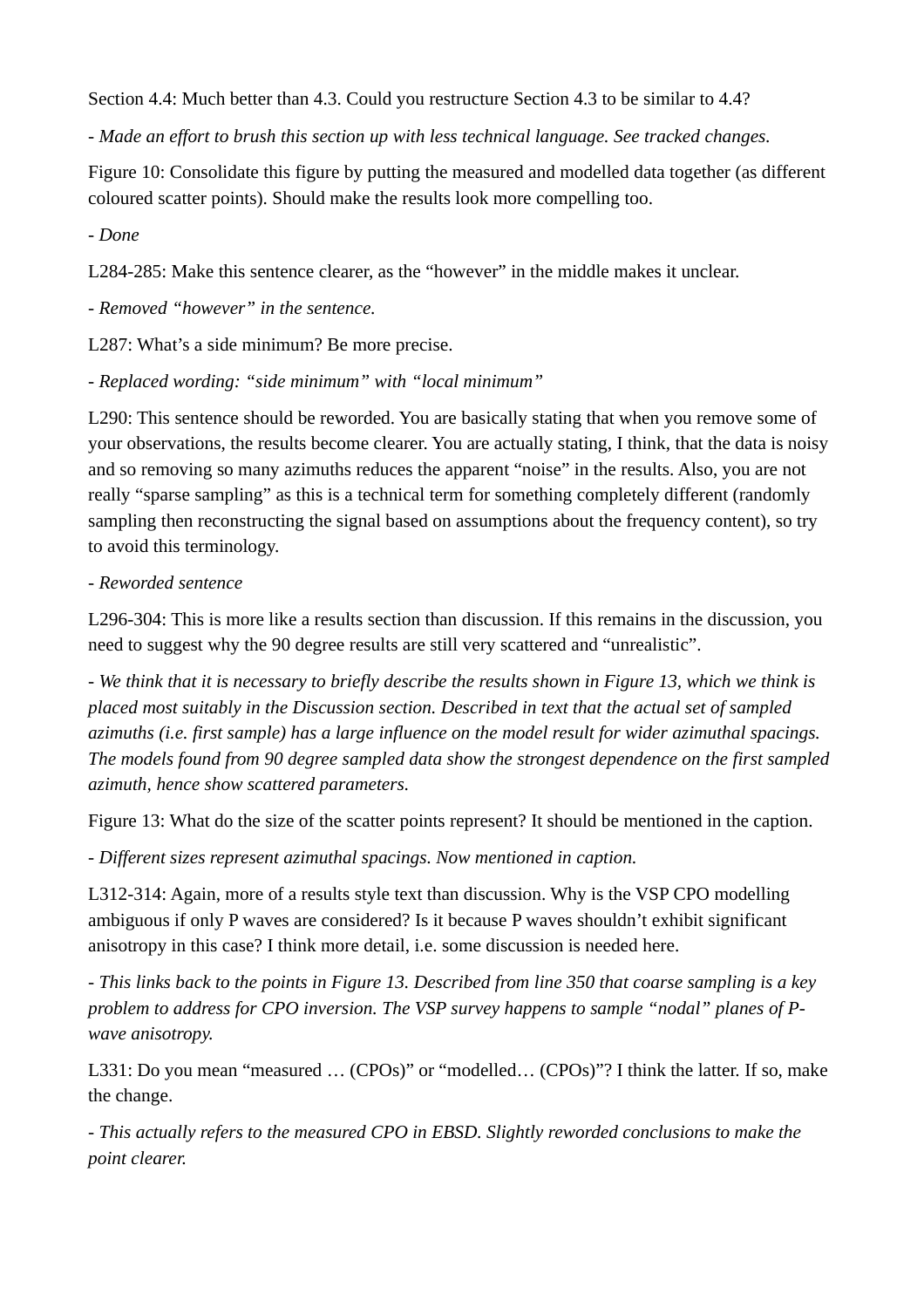Section 4.4: Much better than 4.3. Could you restructure Section 4.3 to be similar to 4.4?

*- Made an effort to brush this section up with less technical language. See tracked changes.*

Figure 10: Consolidate this figure by putting the measured and modelled data together (as different coloured scatter points). Should make the results look more compelling too.

*- Done*

L284-285: Make this sentence clearer, as the "however" in the middle makes it unclear.

*- Removed "however" in the sentence.*

L287: What's a side minimum? Be more precise.

*- Replaced wording: "side minimum" with "local minimum"*

L290: This sentence should be reworded. You are basically stating that when you remove some of your observations, the results become clearer. You are actually stating, I think, that the data is noisy and so removing so many azimuths reduces the apparent "noise" in the results. Also, you are not really "sparse sampling" as this is a technical term for something completely different (randomly sampling then reconstructing the signal based on assumptions about the frequency content), so try to avoid this terminology.

*- Reworded sentence*

L296-304: This is more like a results section than discussion. If this remains in the discussion, you need to suggest why the 90 degree results are still very scattered and "unrealistic".

*- We think that it is necessary to briefly describe the results shown in Figure 13, which we think is placed most suitably in the Discussion section. Described in text that the actual set of sampled azimuths (i.e. first sample) has a large influence on the model result for wider azimuthal spacings. The models found from 90 degree sampled data show the strongest dependence on the first sampled azimuth, hence show scattered parameters.*

Figure 13: What do the size of the scatter points represent? It should be mentioned in the caption.

*- Different sizes represent azimuthal spacings. Now mentioned in caption.*

L312-314: Again, more of a results style text than discussion. Why is the VSP CPO modelling ambiguous if only P waves are considered? Is it because P waves shouldn't exhibit significant anisotropy in this case? I think more detail, i.e. some discussion is needed here.

*- This links back to the points in Figure 13. Described from line 350 that coarse sampling is a key problem to address for CPO inversion. The VSP survey happens to sample "nodal" planes of P-wave anisotropy.*

L331: Do you mean "measured … (CPOs)" or "modelled… (CPOs)"? I think the latter. If so, make the change.

*- This actually refers to the measured CPO in EBSD. Slightly reworded conclusions to make the point clearer.*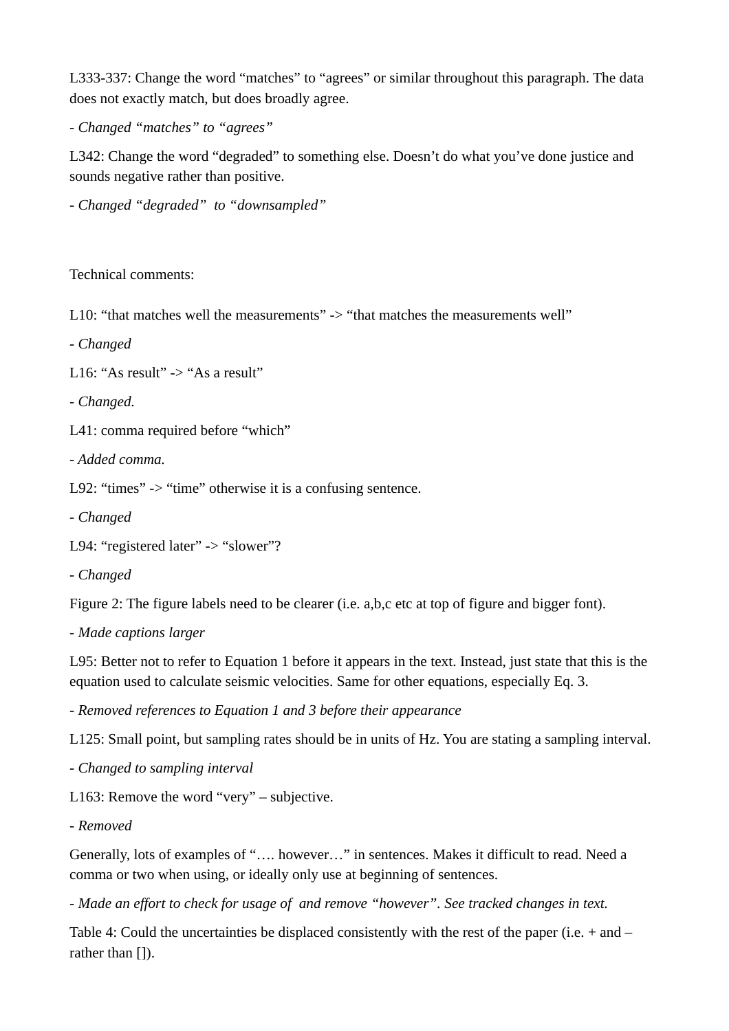L333-337: Change the word “matches” to “agrees” or similar throughout this paragraph. The data does not exactly match, but does broadly agree.

- *Changed “matches” to “agrees”*

L342: Change the word “degraded” to something else. Doesn’t do what you’ve done justice and sounds negative rather than positive.

- *Changed “degraded” to “downsampled”*

Technical comments:

L10: “that matches well the measurements” -> “that matches the measurements well”

- *Changed*

L16: “As result” -> “As a result”

- *Changed.*

L41: comma required before “which”

- *Added comma.*

L92: “times” -> “time” otherwise it is a confusing sentence.

- *Changed*

L94: “registered later” -> “slower”?

- *Changed*

Figure 2: The figure labels need to be clearer (i.e. a,b,c etc at top of figure and bigger font).

- *Made captions larger*

L95: Better not to refer to Equation 1 before it appears in the text. Instead, just state that this is the equation used to calculate seismic velocities. Same for other equations, especially Eq. 3.

- *Removed references to Equation 1 and 3 before their appearance*

L125: Small point, but sampling rates should be in units of Hz. You are stating a sampling interval.

- *Changed to sampling interval*

L163: Remove the word “very” – subjective.

- *Removed*

Generally, lots of examples of “…. however…” in sentences. Makes it difficult to read. Need a comma or two when using, or ideally only use at beginning of sentences.

- *Made an effort to check for usage of and remove “however”. See tracked changes in text.*

Table 4: Could the uncertainties be displaced consistently with the rest of the paper (i.e. + and – rather than []).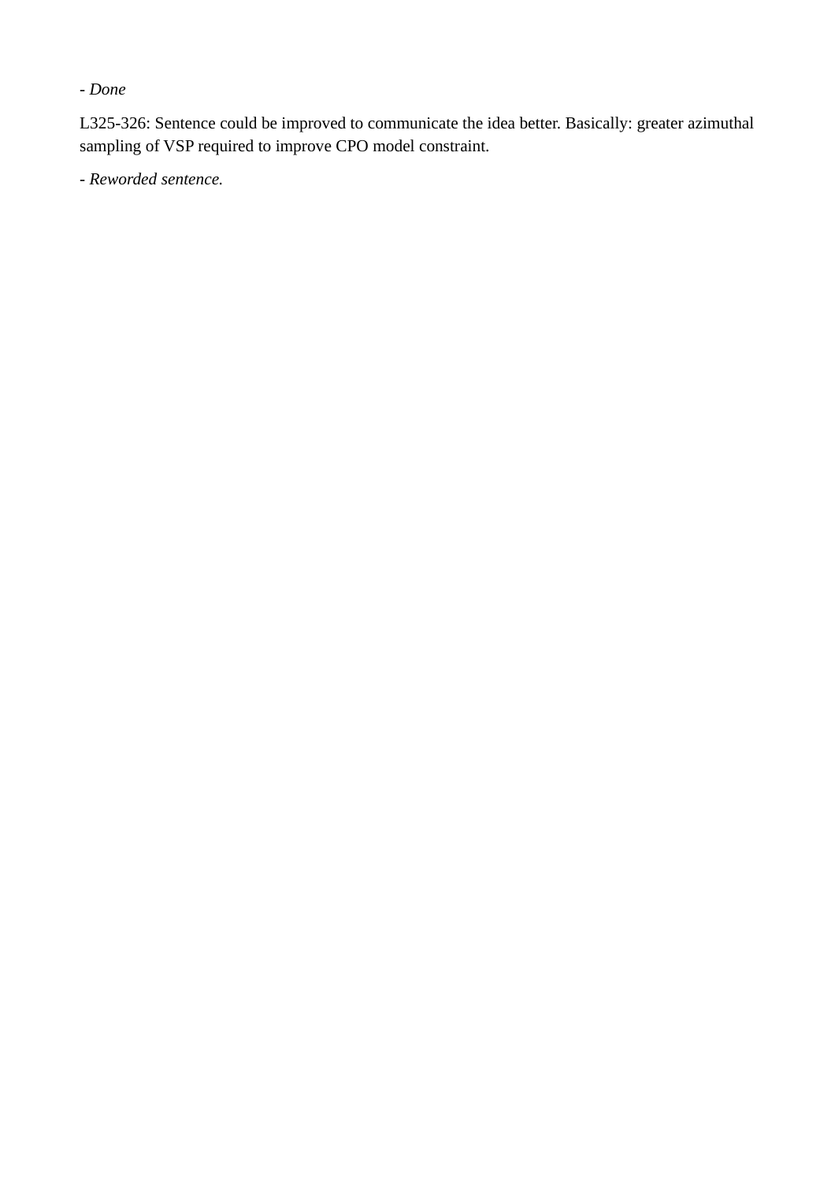- *Done*

L325-326: Sentence could be improved to communicate the idea better. Basically: greater azimuthal sampling of VSP required to improve CPO model constraint.

- *Reworded sentence.*